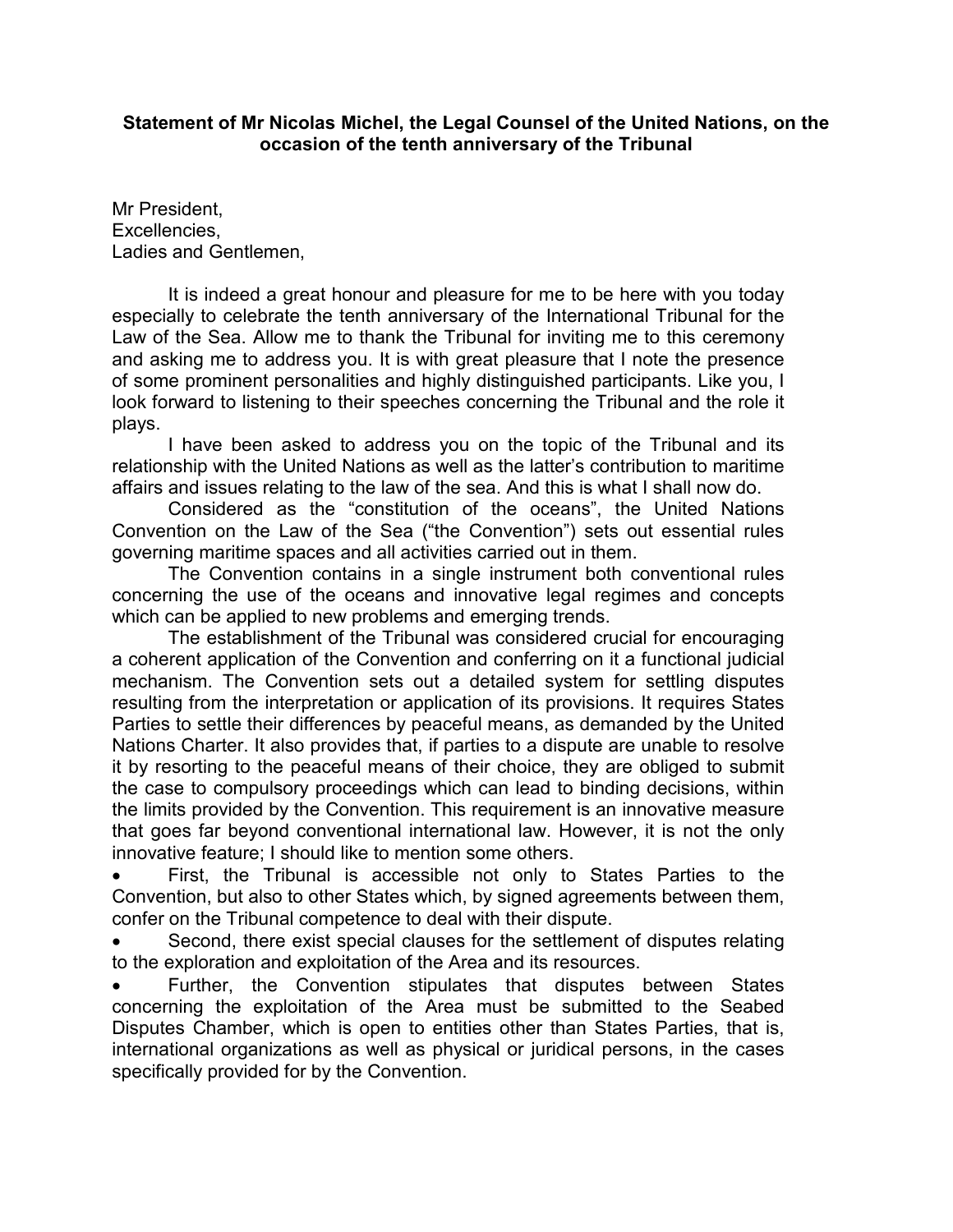**Statement of Mr Nicolas Michel, the Legal Counsel of the United Nations, on the occasion of the tenth anniversary of the Tribunal**

Mr President,
Excellencies,
Ladies and Gentlemen,

It is indeed a great honour and pleasure for me to be here with you today especially to celebrate the tenth anniversary of the International Tribunal for the Law of the Sea. Allow me to thank the Tribunal for inviting me to this ceremony and asking me to address you. It is with great pleasure that I note the presence of some prominent personalities and highly distinguished participants. Like you, I look forward to listening to their speeches concerning the Tribunal and the role it plays.

I have been asked to address you on the topic of the Tribunal and its relationship with the United Nations as well as the latter's contribution to maritime affairs and issues relating to the law of the sea. And this is what I shall now do.

Considered as the "constitution of the oceans", the United Nations Convention on the Law of the Sea ("the Convention") sets out essential rules governing maritime spaces and all activities carried out in them.

The Convention contains in a single instrument both conventional rules concerning the use of the oceans and innovative legal regimes and concepts which can be applied to new problems and emerging trends.

The establishment of the Tribunal was considered crucial for encouraging a coherent application of the Convention and conferring on it a functional judicial mechanism. The Convention sets out a detailed system for settling disputes resulting from the interpretation or application of its provisions. It requires States Parties to settle their differences by peaceful means, as demanded by the United Nations Charter. It also provides that, if parties to a dispute are unable to resolve it by resorting to the peaceful means of their choice, they are obliged to submit the case to compulsory proceedings which can lead to binding decisions, within the limits provided by the Convention. This requirement is an innovative measure that goes far beyond conventional international law. However, it is not the only innovative feature; I should like to mention some others.

- First, the Tribunal is accessible not only to States Parties to the Convention, but also to other States which, by signed agreements between them, confer on the Tribunal competence to deal with their dispute.
- Second, there exist special clauses for the settlement of disputes relating to the exploration and exploitation of the Area and its resources.
- Further, the Convention stipulates that disputes between States concerning the exploitation of the Area must be submitted to the Seabed Disputes Chamber, which is open to entities other than States Parties, that is, international organizations as well as physical or juridical persons, in the cases specifically provided for by the Convention.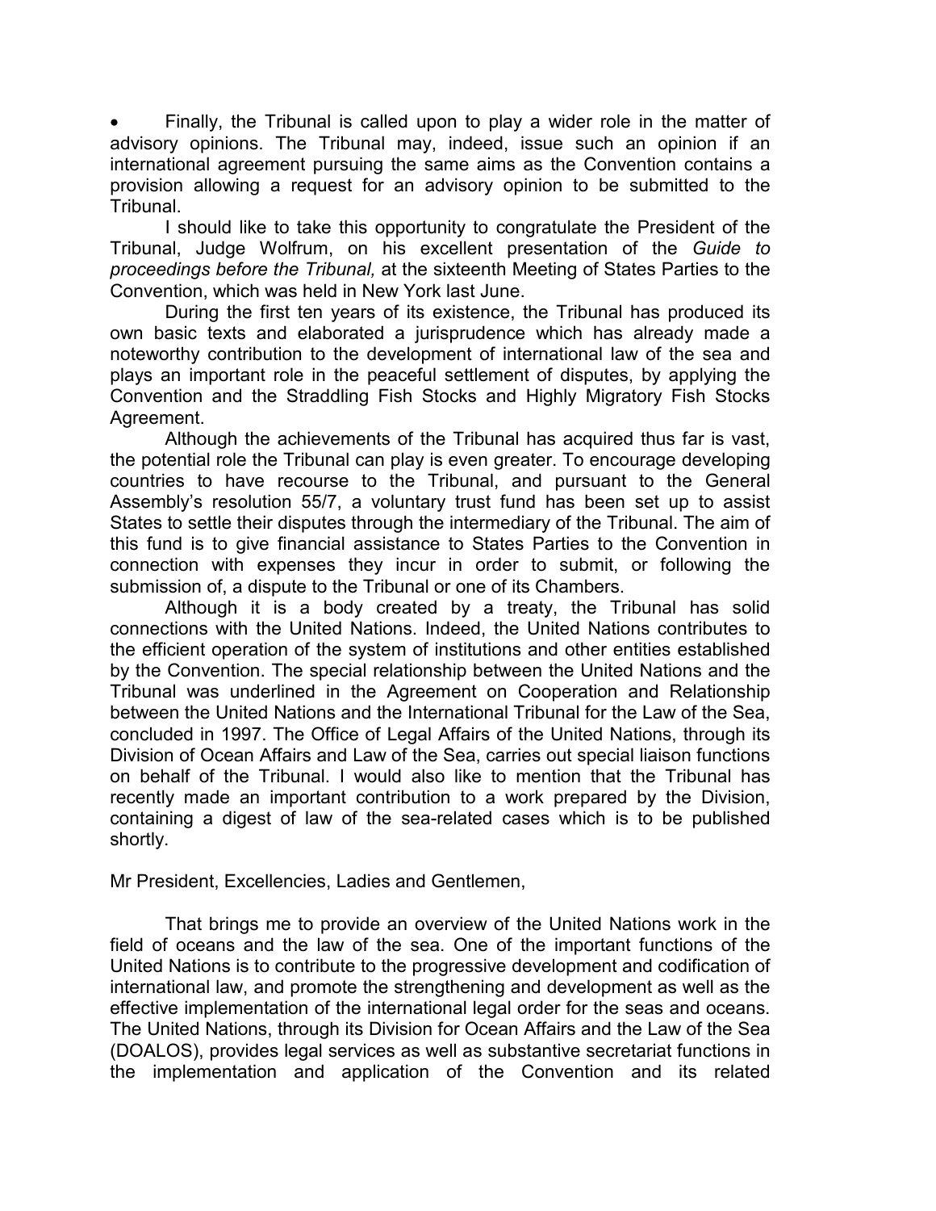- Finally, the Tribunal is called upon to play a wider role in the matter of advisory opinions. The Tribunal may, indeed, issue such an opinion if an international agreement pursuing the same aims as the Convention contains a provision allowing a request for an advisory opinion to be submitted to the Tribunal.

I should like to take this opportunity to congratulate the President of the Tribunal, Judge Wolfrum, on his excellent presentation of the *Guide to proceedings before the Tribunal,* at the sixteenth Meeting of States Parties to the Convention, which was held in New York last June.

During the first ten years of its existence, the Tribunal has produced its own basic texts and elaborated a jurisprudence which has already made a noteworthy contribution to the development of international law of the sea and plays an important role in the peaceful settlement of disputes, by applying the Convention and the Straddling Fish Stocks and Highly Migratory Fish Stocks Agreement.

Although the achievements of the Tribunal has acquired thus far is vast, the potential role the Tribunal can play is even greater. To encourage developing countries to have recourse to the Tribunal, and pursuant to the General Assembly's resolution 55/7, a voluntary trust fund has been set up to assist States to settle their disputes through the intermediary of the Tribunal. The aim of this fund is to give financial assistance to States Parties to the Convention in connection with expenses they incur in order to submit, or following the submission of, a dispute to the Tribunal or one of its Chambers.

Although it is a body created by a treaty, the Tribunal has solid connections with the United Nations. Indeed, the United Nations contributes to the efficient operation of the system of institutions and other entities established by the Convention. The special relationship between the United Nations and the Tribunal was underlined in the Agreement on Cooperation and Relationship between the United Nations and the International Tribunal for the Law of the Sea, concluded in 1997. The Office of Legal Affairs of the United Nations, through its Division of Ocean Affairs and Law of the Sea, carries out special liaison functions on behalf of the Tribunal. I would also like to mention that the Tribunal has recently made an important contribution to a work prepared by the Division, containing a digest of law of the sea-related cases which is to be published shortly.

Mr President, Excellencies, Ladies and Gentlemen,

That brings me to provide an overview of the United Nations work in the field of oceans and the law of the sea. One of the important functions of the United Nations is to contribute to the progressive development and codification of international law, and promote the strengthening and development as well as the effective implementation of the international legal order for the seas and oceans. The United Nations, through its Division for Ocean Affairs and the Law of the Sea (DOALOS), provides legal services as well as substantive secretariat functions in the implementation and application of the Convention and its related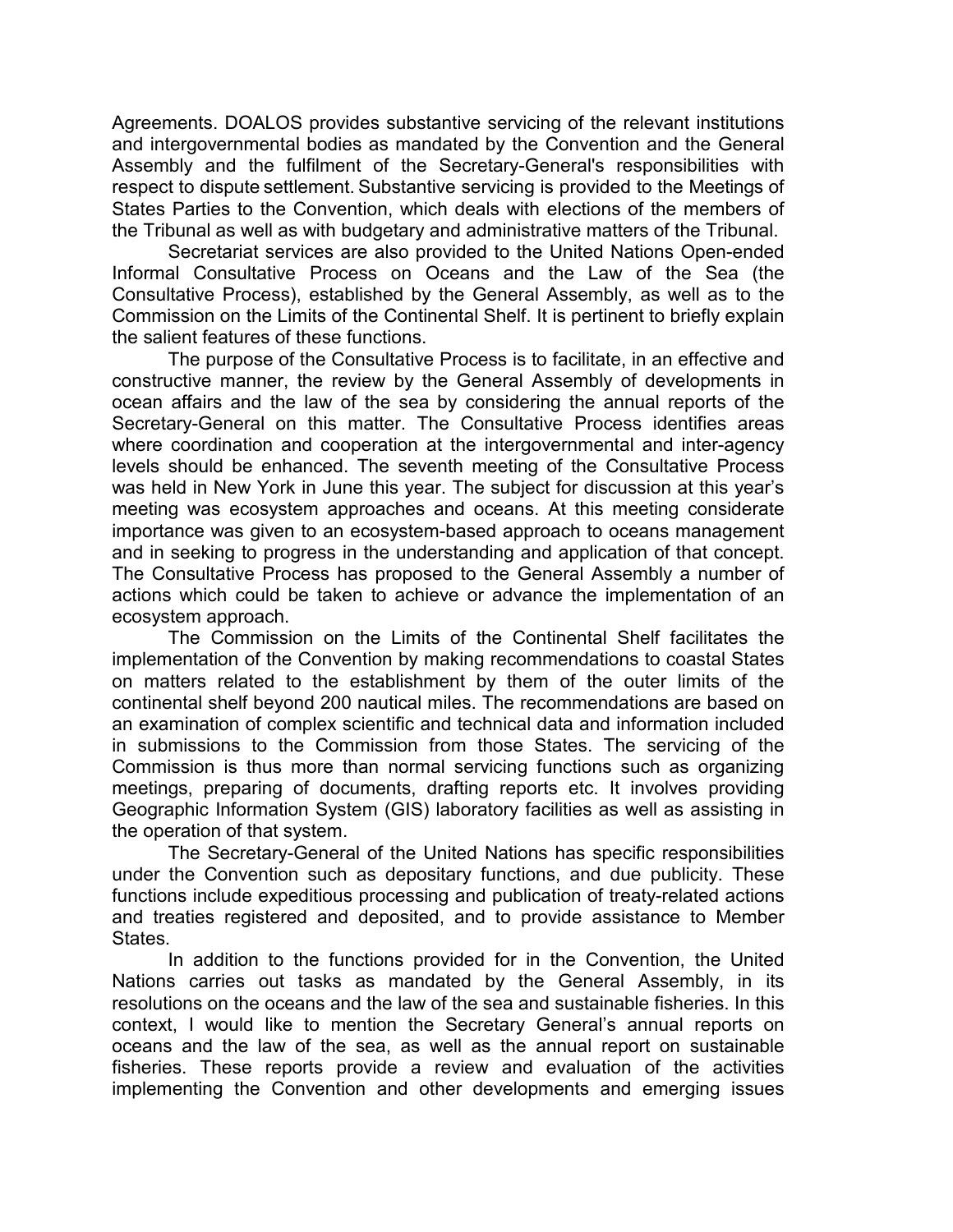Agreements. DOALOS provides substantive servicing of the relevant institutions and intergovernmental bodies as mandated by the Convention and the General Assembly and the fulfilment of the Secretary-General's responsibilities with respect to dispute settlement. Substantive servicing is provided to the Meetings of States Parties to the Convention, which deals with elections of the members of the Tribunal as well as with budgetary and administrative matters of the Tribunal.

Secretariat services are also provided to the United Nations Open-ended Informal Consultative Process on Oceans and the Law of the Sea (the Consultative Process), established by the General Assembly, as well as to the Commission on the Limits of the Continental Shelf. It is pertinent to briefly explain the salient features of these functions.

The purpose of the Consultative Process is to facilitate, in an effective and constructive manner, the review by the General Assembly of developments in ocean affairs and the law of the sea by considering the annual reports of the Secretary-General on this matter. The Consultative Process identifies areas where coordination and cooperation at the intergovernmental and inter-agency levels should be enhanced. The seventh meeting of the Consultative Process was held in New York in June this year. The subject for discussion at this year's meeting was ecosystem approaches and oceans. At this meeting considerate importance was given to an ecosystem-based approach to oceans management and in seeking to progress in the understanding and application of that concept. The Consultative Process has proposed to the General Assembly a number of actions which could be taken to achieve or advance the implementation of an ecosystem approach.

The Commission on the Limits of the Continental Shelf facilitates the implementation of the Convention by making recommendations to coastal States on matters related to the establishment by them of the outer limits of the continental shelf beyond 200 nautical miles. The recommendations are based on an examination of complex scientific and technical data and information included in submissions to the Commission from those States. The servicing of the Commission is thus more than normal servicing functions such as organizing meetings, preparing of documents, drafting reports etc. It involves providing Geographic Information System (GIS) laboratory facilities as well as assisting in the operation of that system.

The Secretary-General of the United Nations has specific responsibilities under the Convention such as depositary functions, and due publicity. These functions include expeditious processing and publication of treaty-related actions and treaties registered and deposited, and to provide assistance to Member States.

In addition to the functions provided for in the Convention, the United Nations carries out tasks as mandated by the General Assembly, in its resolutions on the oceans and the law of the sea and sustainable fisheries. In this context, I would like to mention the Secretary General's annual reports on oceans and the law of the sea, as well as the annual report on sustainable fisheries. These reports provide a review and evaluation of the activities implementing the Convention and other developments and emerging issues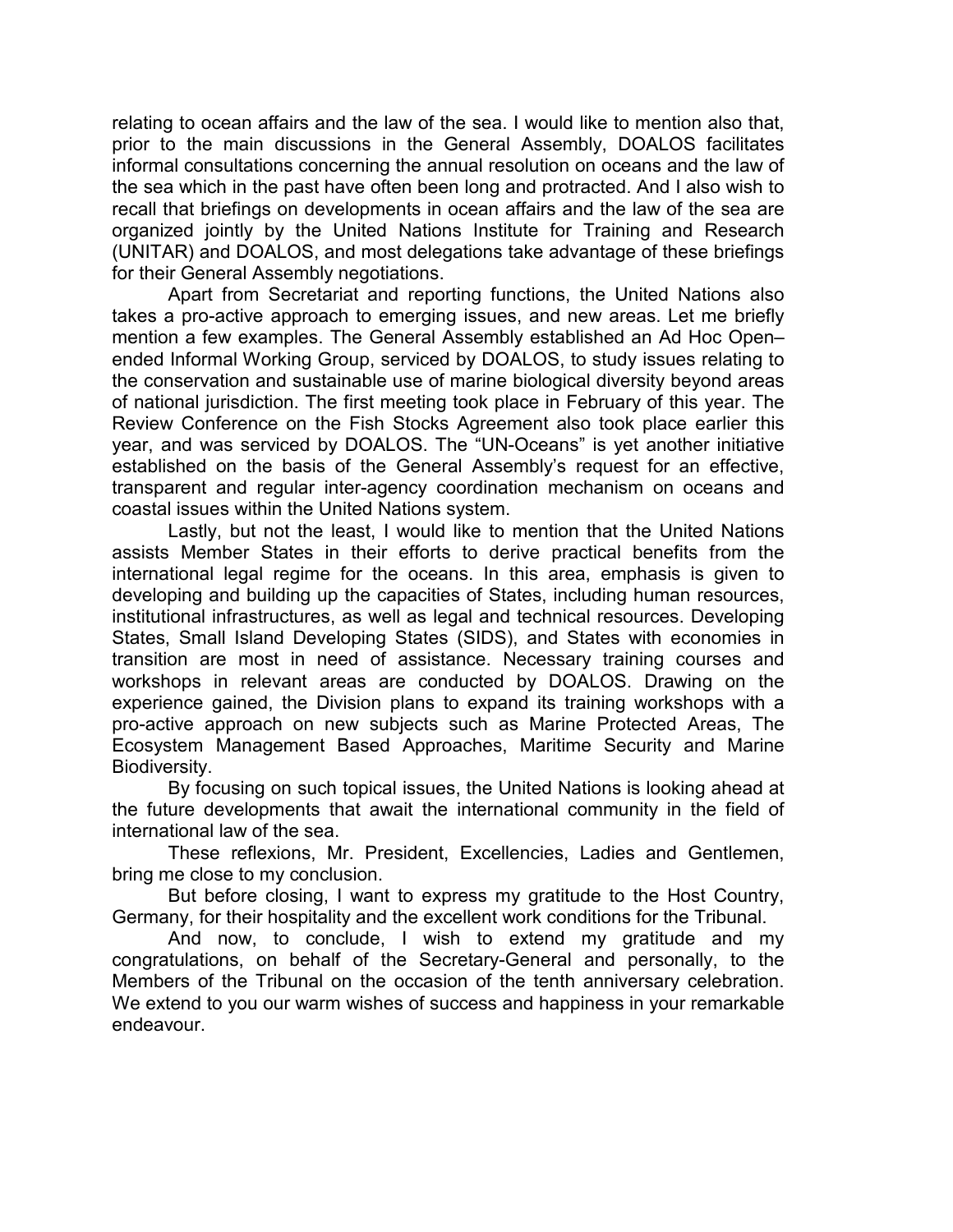relating to ocean affairs and the law of the sea. I would like to mention also that, prior to the main discussions in the General Assembly, DOALOS facilitates informal consultations concerning the annual resolution on oceans and the law of the sea which in the past have often been long and protracted. And I also wish to recall that briefings on developments in ocean affairs and the law of the sea are organized jointly by the United Nations Institute for Training and Research (UNITAR) and DOALOS, and most delegations take advantage of these briefings for their General Assembly negotiations.

Apart from Secretariat and reporting functions, the United Nations also takes a pro-active approach to emerging issues, and new areas. Let me briefly mention a few examples. The General Assembly established an Ad Hoc Open–ended Informal Working Group, serviced by DOALOS, to study issues relating to the conservation and sustainable use of marine biological diversity beyond areas of national jurisdiction. The first meeting took place in February of this year. The Review Conference on the Fish Stocks Agreement also took place earlier this year, and was serviced by DOALOS. The "UN-Oceans" is yet another initiative established on the basis of the General Assembly's request for an effective, transparent and regular inter-agency coordination mechanism on oceans and coastal issues within the United Nations system.

Lastly, but not the least, I would like to mention that the United Nations assists Member States in their efforts to derive practical benefits from the international legal regime for the oceans. In this area, emphasis is given to developing and building up the capacities of States, including human resources, institutional infrastructures, as well as legal and technical resources. Developing States, Small Island Developing States (SIDS), and States with economies in transition are most in need of assistance. Necessary training courses and workshops in relevant areas are conducted by DOALOS. Drawing on the experience gained, the Division plans to expand its training workshops with a pro-active approach on new subjects such as Marine Protected Areas, The Ecosystem Management Based Approaches, Maritime Security and Marine Biodiversity.

By focusing on such topical issues, the United Nations is looking ahead at the future developments that await the international community in the field of international law of the sea.

These reflexions, Mr. President, Excellencies, Ladies and Gentlemen, bring me close to my conclusion.

But before closing, I want to express my gratitude to the Host Country, Germany, for their hospitality and the excellent work conditions for the Tribunal.

And now, to conclude, I wish to extend my gratitude and my congratulations, on behalf of the Secretary-General and personally, to the Members of the Tribunal on the occasion of the tenth anniversary celebration. We extend to you our warm wishes of success and happiness in your remarkable endeavour.